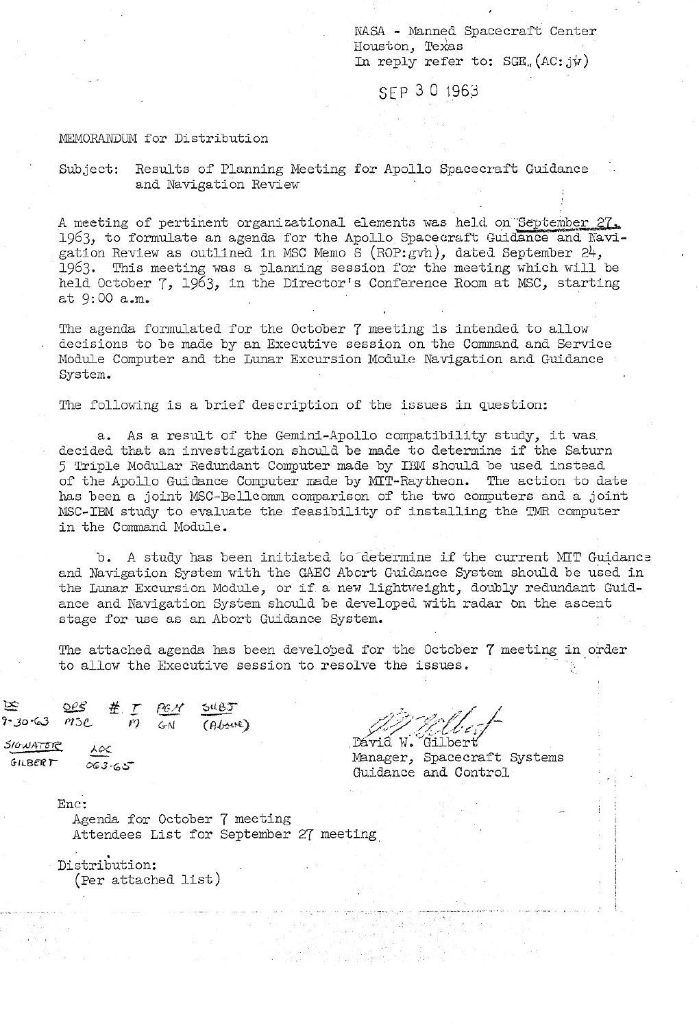NASA - Manned Spacecraft Center
Houston, Texas
In reply refer to: SGE. (AC:jw)

SEP 30 1963

MEMORANDUM for Distribution

Subject: Results of Planning Meeting for Apollo Spacecraft Guidance and Navigation Review

A meeting of pertinent organizational elements was held on September 27, 1963, to formulate an agenda for the Apollo Spacecraft Guidance and Navigation Review as outlined in MSC Memo S (ROP:gvh), dated September 24, 1963. This meeting was a planning session for the meeting which will be held October 7, 1963, in the Director's Conference Room at MSC, starting at 9:00 a.m.

The agenda formulated for the October 7 meeting is intended to allow decisions to be made by an Executive session on the Command and Service Module Computer and the Lunar Excursion Module Navigation and Guidance System.

The following is a brief description of the issues in question:

a. As a result of the Gemini-Apollo compatibility study, it was decided that an investigation should be made to determine if the Saturn 5 Triple Modular Redundant Computer made by IBM should be used instead of the Apollo Guidance Computer made by MIT-Raytheon. The action to date has been a joint MSC-Bellcomm comparison of the two computers and a joint MSC-IBM study to evaluate the feasibility of installing the TMR computer in the Command Module.

b. A study has been initiated to determine if the current MIT Guidance and Navigation System with the GAEC Abort Guidance System should be used in the Lunar Excursion Module, or if a new lightweight, doubly redundant Guidance and Navigation System should be developed with radar on the ascent stage for use as an Abort Guidance System.

The attached agenda has been developed for the October 7 meeting in order to allow the Executive session to resolve the issues.

DS 9-30-63 ORG MSC # I PGM M GN SUBJ (Above)
SLOWATER GILBERT AOC 063-65

David W. Gilbert
Manager, Spacecraft Systems
Guidance and Control

Enc:
Agenda for October 7 meeting
Attendees List for September 27 meeting

Distribution:
(Per attached list)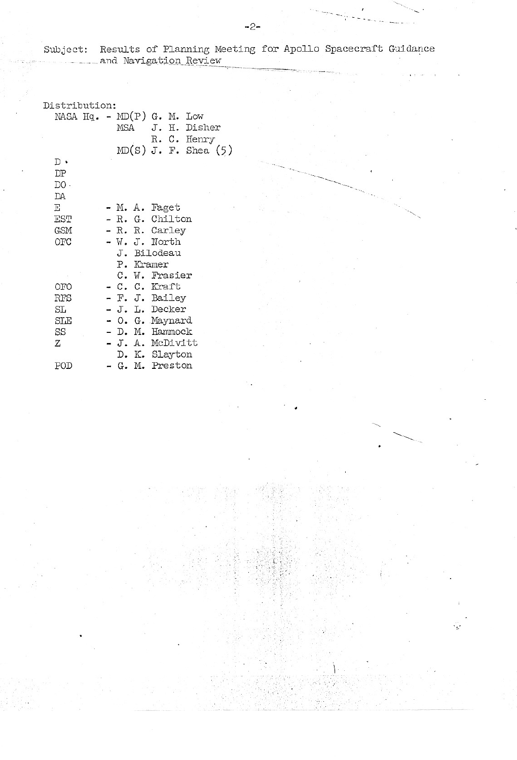Subject: Results of Planning Meeting for Apollo Spacecraft Guidance and Navigation Review

Distribution:

NASA Hq. - MD(P) G. M. Low
MSA J. H. Disher
R. C. Henry
MD(S) J. F. Shea (5)

D
DP
DO
DA
E - M. A. Faget
EST - R. G. Chilton
GSM - R. R. Carley
OFC - W. J. North
J. Bilodeau
P. Kramer
C. W. Frasier
OFO - C. C. Kraft
RFS - F. J. Bailey
SL - J. L. Decker
SLE - O. G. Maynard
SS - D. M. Hammock
Z - J. A. McDivitt
D. K. Slayton
POD - G. M. Preston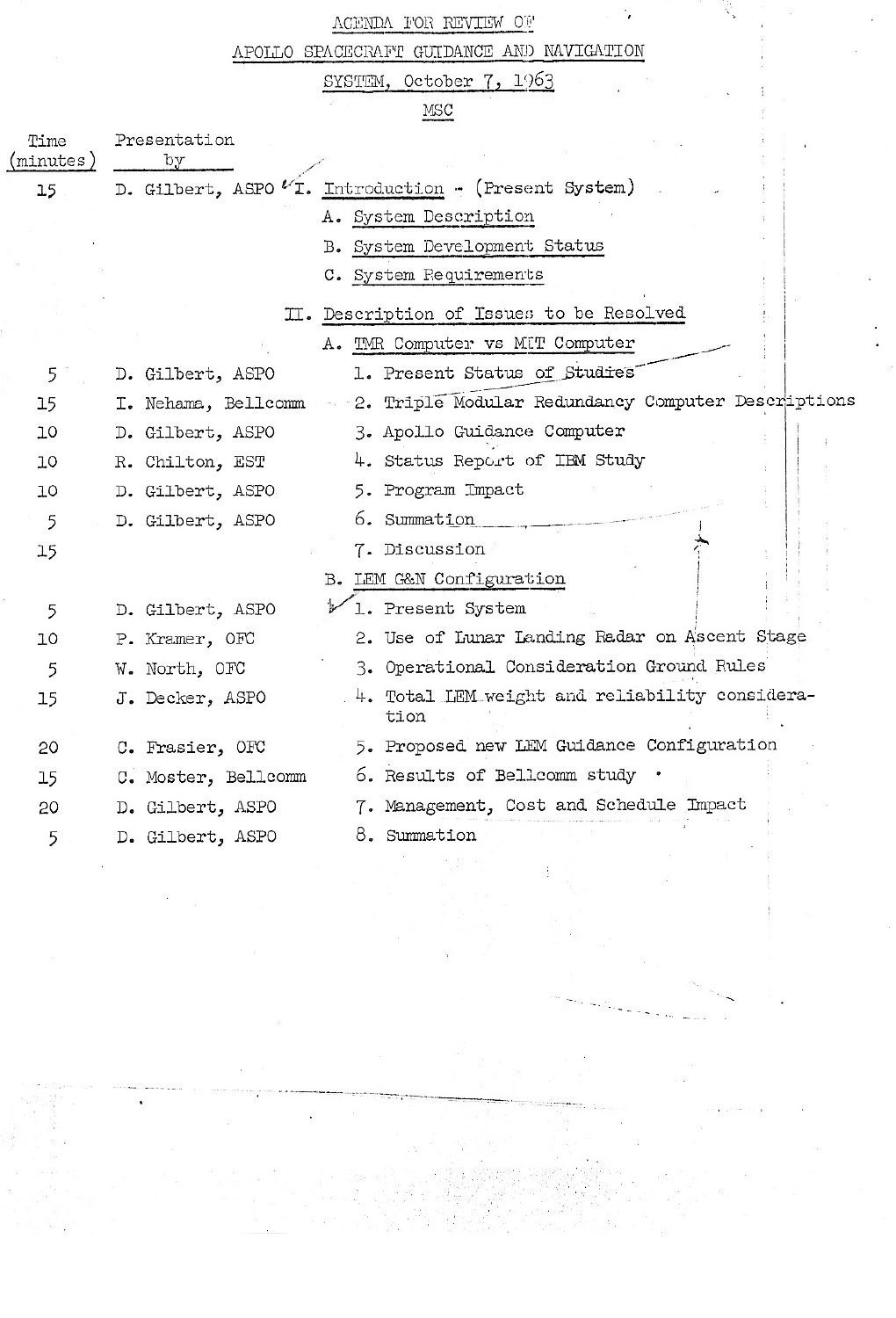# AGENDA FOR REVIEW OF APOLLO SPACECRAFT GUIDANCE AND NAVIGATION SYSTEM, October 7, 1963

## MSC

| Time (minutes) | Presentation by | |
|---|---|---|
| 15 | D. Gilbert, ASPO | I. Introduction - (Present System) |
| | | A. System Description |
| | | B. System Development Status |
| | | C. System Requirements |
| | | II. Description of Issues to be Resolved |
| | | A. TMR Computer vs MIT Computer |
| 5 | D. Gilbert, ASPO | 1. Present Status of Studies |
| 15 | I. Nehama, Bellcomm | 2. Triple Modular Redundancy Computer Descriptions |
| 10 | D. Gilbert, ASPO | 3. Apollo Guidance Computer |
| 10 | R. Chilton, EST | 4. Status Report of IBM Study |
| 10 | D. Gilbert, ASPO | 5. Program Impact |
| 5 | D. Gilbert, ASPO | 6. Summation |
| 15 | | 7. Discussion |
| | | B. LEM G&N Configuration |
| 5 | D. Gilbert, ASPO | 1. Present System |
| 10 | P. Kramer, OFC | 2. Use of Lunar Landing Radar on Ascent Stage |
| 5 | W. North, OFC | 3. Operational Consideration Ground Rules |
| 15 | J. Decker, ASPO | 4. Total LEM weight and reliability consideration |
| 20 | C. Frasier, OFC | 5. Proposed new LEM Guidance Configuration |
| 15 | C. Moster, Bellcomm | 6. Results of Bellcomm study |
| 20 | D. Gilbert, ASPO | 7. Management, Cost and Schedule Impact |
| 5 | D. Gilbert, ASPO | 8. Summation |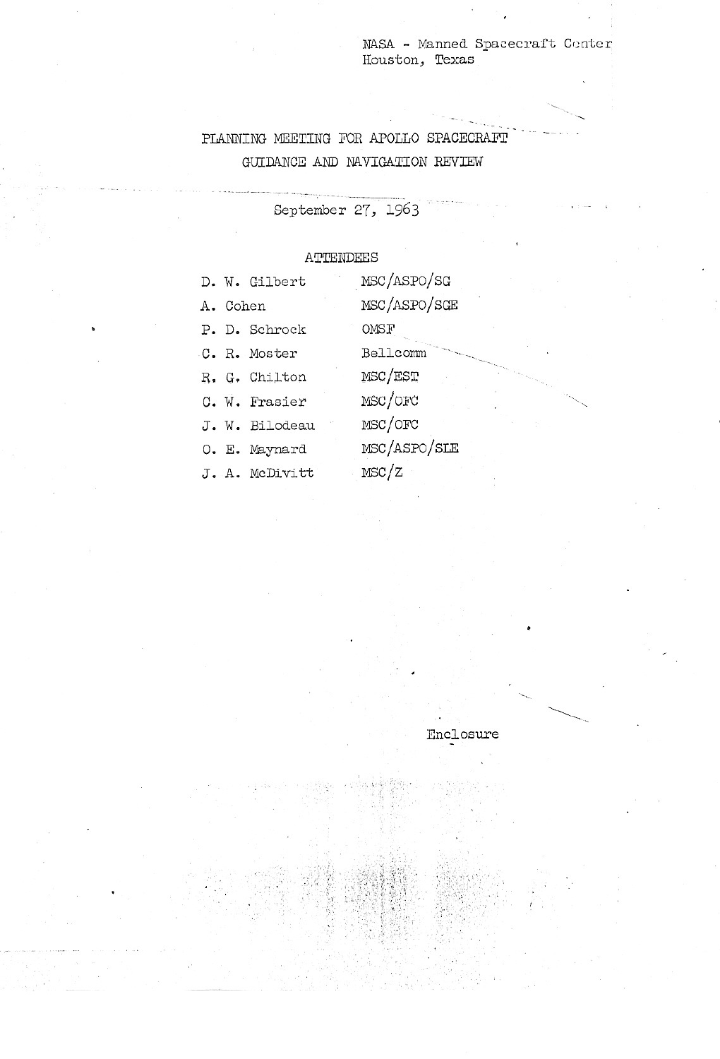NASA - Manned Spacecraft Center
Houston, Texas

# PLANNING MEETING FOR APOLLO SPACECRAFT GUIDANCE AND NAVIGATION REVIEW

September 27, 1963

## ATTENDEES

| | |
|---|---|
| D. W. Gilbert | MSC/ASPO/SG |
| A. Cohen | MSC/ASPO/SGE |
| P. D. Schrock | OMSF |
| C. R. Moster | Bellcomm |
| R. G. Chilton | MSC/EST |
| C. W. Frasier | MSC/OFC |
| J. W. Bilodeau | MSC/OFC |
| O. E. Maynard | MSC/ASPO/SLE |
| J. A. McDivitt | MSC/Z |

Enclosure